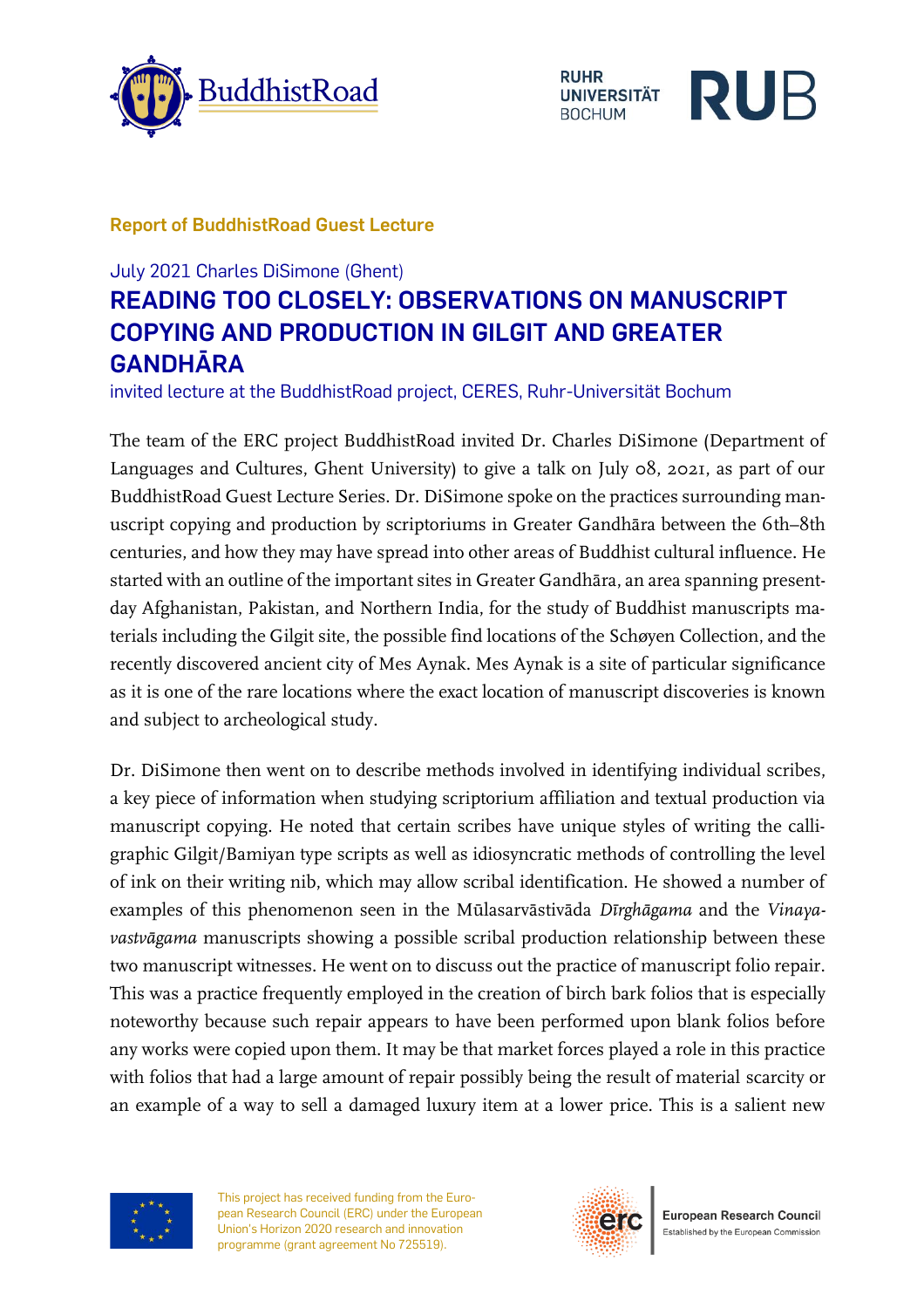**Report of BuddhistRoad Guest Lecture**

July 2021 Charles DiSimone (Ghent)

# READING TOO CLOSELY: OBSERVATIONS ON MANUSCRIPT COPYING AND PRODUCTION IN GILGIT AND GREATER GANDHĀRA

invited lecture at the BuddhistRoad project, CERES, Ruhr-Universität Bochum

The team of the ERC project BuddhistRoad invited Dr. Charles DiSimone (Department of Languages and Cultures, Ghent University) to give a talk on July 08, 2021, as part of our BuddhistRoad Guest Lecture Series. Dr. DiSimone spoke on the practices surrounding manuscript copying and production by scriptoriums in Greater Gandhāra between the 6th–8th centuries, and how they may have spread into other areas of Buddhist cultural influence. He started with an outline of the important sites in Greater Gandhāra, an area spanning present-day Afghanistan, Pakistan, and Northern India, for the study of Buddhist manuscripts materials including the Gilgit site, the possible find locations of the Schøyen Collection, and the recently discovered ancient city of Mes Aynak. Mes Aynak is a site of particular significance as it is one of the rare locations where the exact location of manuscript discoveries is known and subject to archeological study.

Dr. DiSimone then went on to describe methods involved in identifying individual scribes, a key piece of information when studying scriptorium affiliation and textual production via manuscript copying. He noted that certain scribes have unique styles of writing the calligraphic Gilgit/Bamiyan type scripts as well as idiosyncratic methods of controlling the level of ink on their writing nib, which may allow scribal identification. He showed a number of examples of this phenomenon seen in the Mūlasarvāstivāda *Dīrghāgama* and the *Vinayavastvāgama* manuscripts showing a possible scribal production relationship between these two manuscript witnesses. He went on to discuss out the practice of manuscript folio repair. This was a practice frequently employed in the creation of birch bark folios that is especially noteworthy because such repair appears to have been performed upon blank folios before any works were copied upon them. It may be that market forces played a role in this practice with folios that had a large amount of repair possibly being the result of material scarcity or an example of a way to sell a damaged luxury item at a lower price. This is a salient new

This project has received funding from the European Research Council (ERC) under the European Union's Horizon 2020 research and innovation programme (grant agreement No 725519).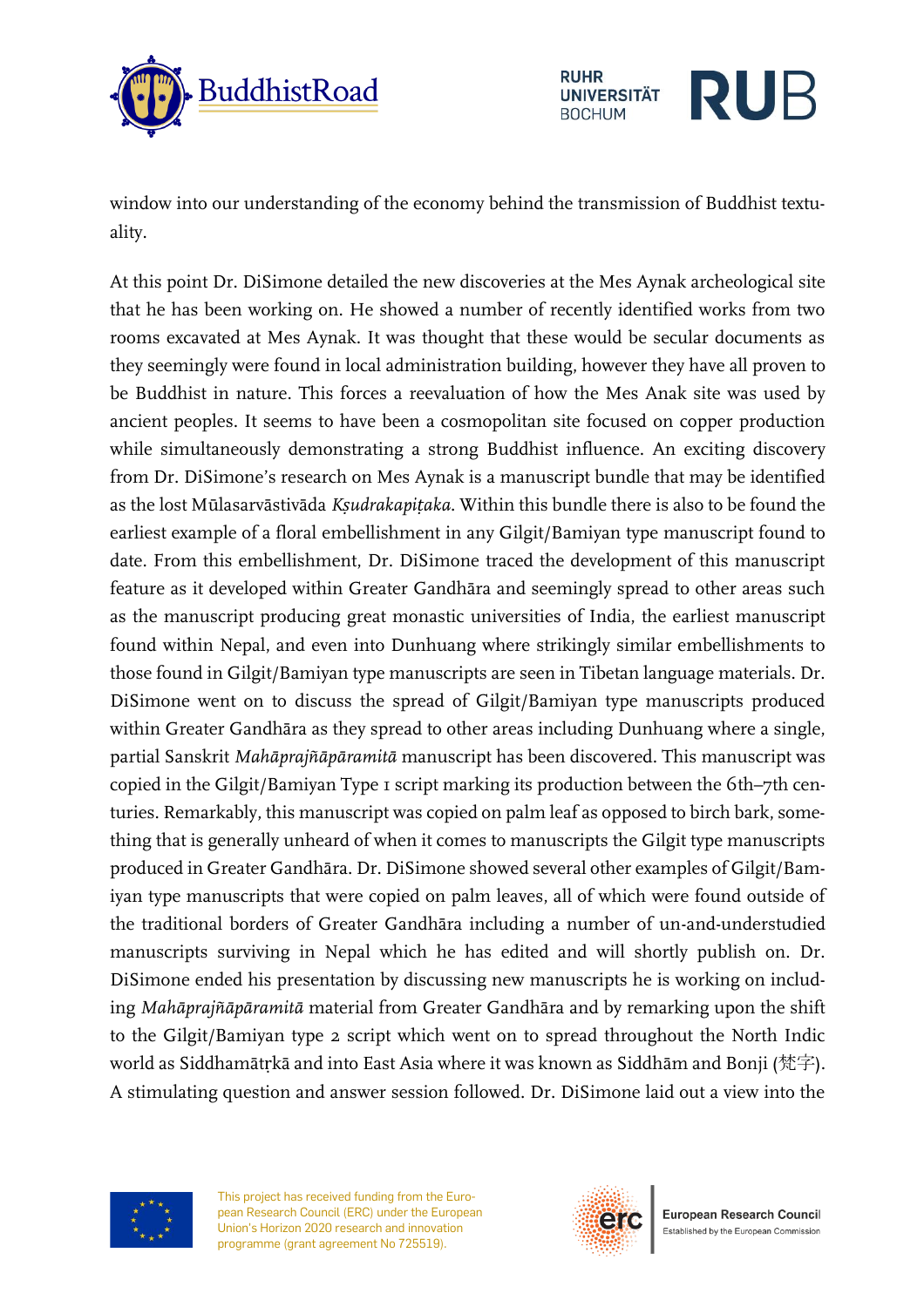window into our understanding of the economy behind the transmission of Buddhist textuality.

At this point Dr. DiSimone detailed the new discoveries at the Mes Aynak archeological site that he has been working on. He showed a number of recently identified works from two rooms excavated at Mes Aynak. It was thought that these would be secular documents as they seemingly were found in local administration building, however they have all proven to be Buddhist in nature. This forces a reevaluation of how the Mes Anak site was used by ancient peoples. It seems to have been a cosmopolitan site focused on copper production while simultaneously demonstrating a strong Buddhist influence. An exciting discovery from Dr. DiSimone's research on Mes Aynak is a manuscript bundle that may be identified as the lost Mūlasarvāstivāda *Kṣudrakapiṭaka*. Within this bundle there is also to be found the earliest example of a floral embellishment in any Gilgit/Bamiyan type manuscript found to date. From this embellishment, Dr. DiSimone traced the development of this manuscript feature as it developed within Greater Gandhāra and seemingly spread to other areas such as the manuscript producing great monastic universities of India, the earliest manuscript found within Nepal, and even into Dunhuang where strikingly similar embellishments to those found in Gilgit/Bamiyan type manuscripts are seen in Tibetan language materials. Dr. DiSimone went on to discuss the spread of Gilgit/Bamiyan type manuscripts produced within Greater Gandhāra as they spread to other areas including Dunhuang where a single, partial Sanskrit *Mahāprajñāpāramitā* manuscript has been discovered. This manuscript was copied in the Gilgit/Bamiyan Type 1 script marking its production between the 6th–7th centuries. Remarkably, this manuscript was copied on palm leaf as opposed to birch bark, something that is generally unheard of when it comes to manuscripts the Gilgit type manuscripts produced in Greater Gandhāra. Dr. DiSimone showed several other examples of Gilgit/Bamiyan type manuscripts that were copied on palm leaves, all of which were found outside of the traditional borders of Greater Gandhāra including a number of un-and-understudied manuscripts surviving in Nepal which he has edited and will shortly publish on. Dr. DiSimone ended his presentation by discussing new manuscripts he is working on including *Mahāprajñāpāramitā* material from Greater Gandhāra and by remarking upon the shift to the Gilgit/Bamiyan type 2 script which went on to spread throughout the North Indic world as Siddhamātṛkā and into East Asia where it was known as Siddhām and Bonji (梵字). A stimulating question and answer session followed. Dr. DiSimone laid out a view into the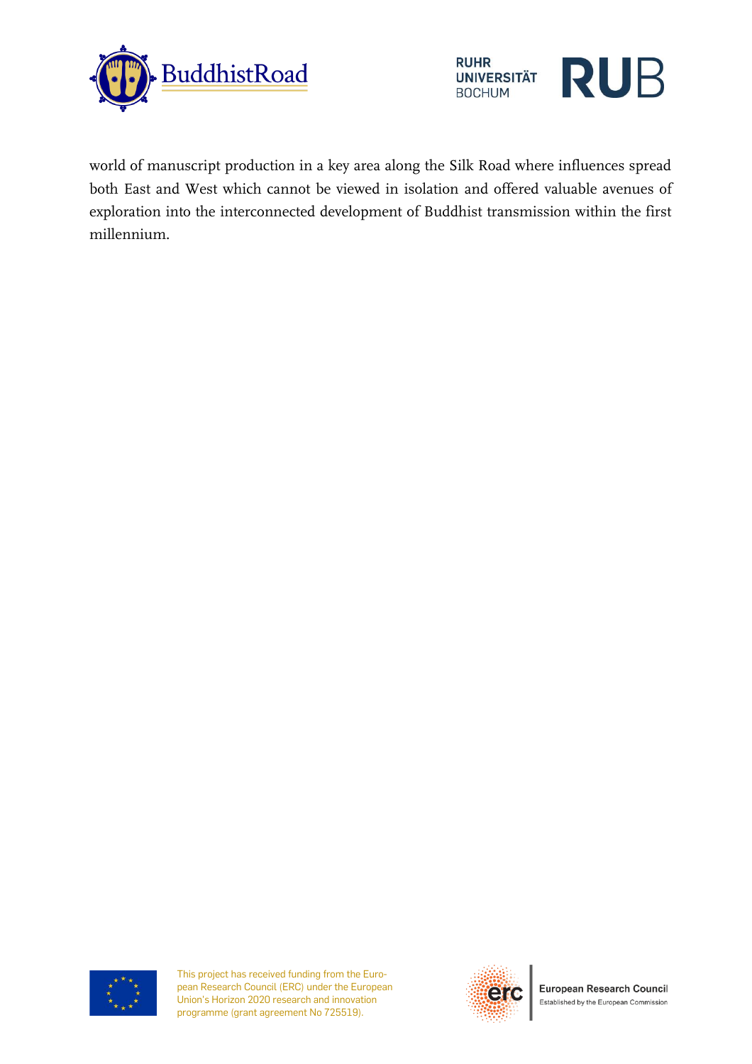world of manuscript production in a key area along the Silk Road where influences spread both East and West which cannot be viewed in isolation and offered valuable avenues of exploration into the interconnected development of Buddhist transmission within the first millennium.